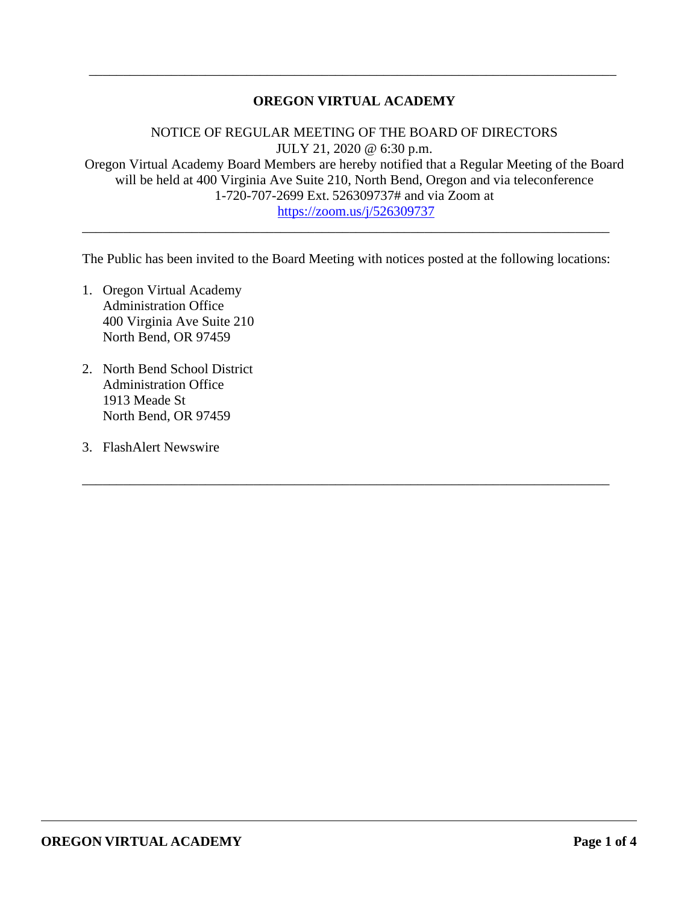# OREGON VIRTUAL ACADEMY

NOTICE OF REGULAR MEETING OF THE BOARD OF DIRECTORS
JULY 21, 2020 @ 6:30 p.m.
Oregon Virtual Academy Board Members are hereby notified that a Regular Meeting of the Board will be held at 400 Virginia Ave Suite 210, North Bend, Oregon and via teleconference 1-720-707-2699 Ext. 526309737# and via Zoom at
https://zoom.us/j/526309737

---

The Public has been invited to the Board Meeting with notices posted at the following locations:

1. Oregon Virtual Academy
   Administration Office
   400 Virginia Ave Suite 210
   North Bend, OR 97459

2. North Bend School District
   Administration Office
   1913 Meade St
   North Bend, OR 97459

3. FlashAlert Newswire

---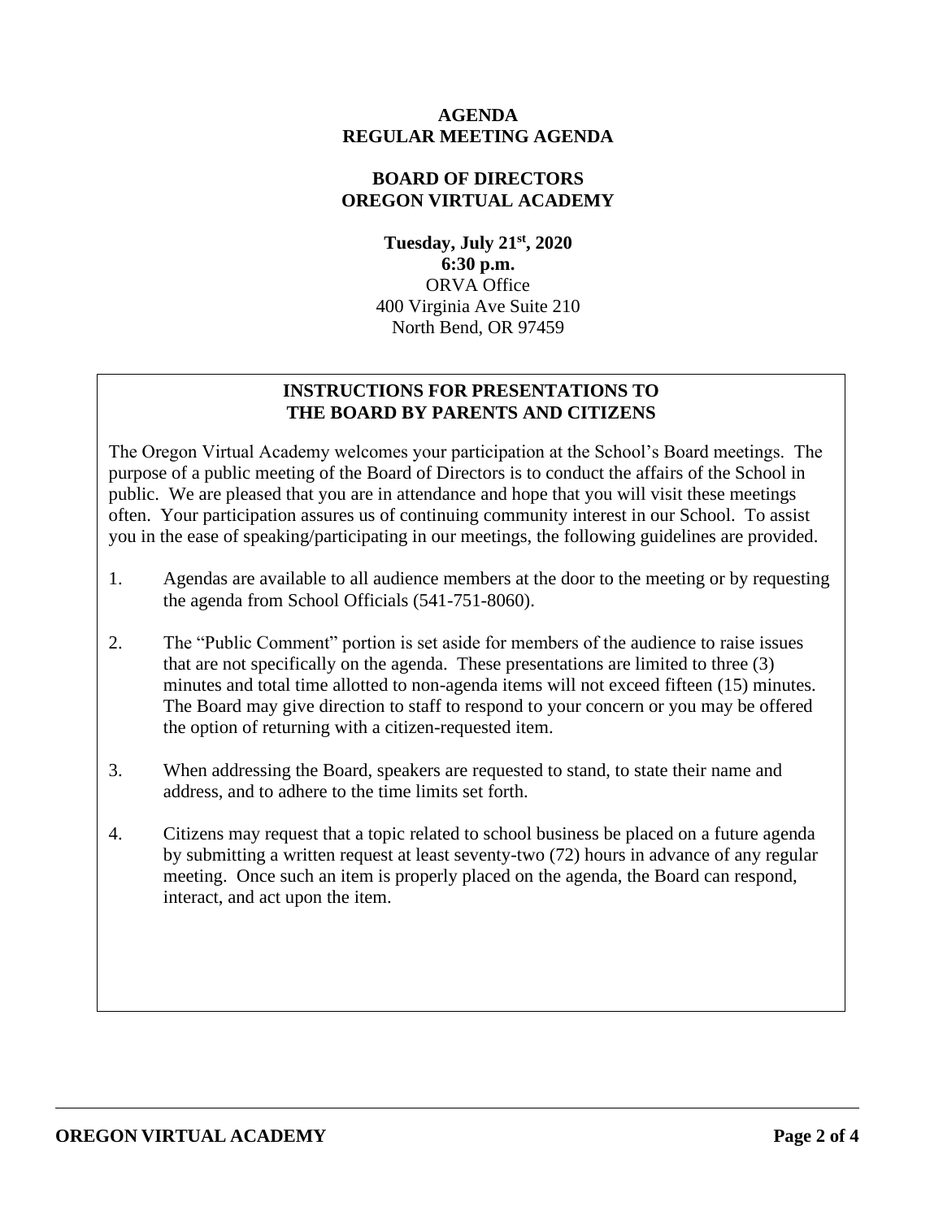# AGENDA
# REGULAR MEETING AGENDA

## BOARD OF DIRECTORS
## OREGON VIRTUAL ACADEMY

**Tuesday, July 21st, 2020**
**6:30 p.m.**
ORVA Office
400 Virginia Ave Suite 210
North Bend, OR 97459

### INSTRUCTIONS FOR PRESENTATIONS TO THE BOARD BY PARENTS AND CITIZENS

The Oregon Virtual Academy welcomes your participation at the School's Board meetings. The purpose of a public meeting of the Board of Directors is to conduct the affairs of the School in public. We are pleased that you are in attendance and hope that you will visit these meetings often. Your participation assures us of continuing community interest in our School. To assist you in the ease of speaking/participating in our meetings, the following guidelines are provided.

1. Agendas are available to all audience members at the door to the meeting or by requesting the agenda from School Officials (541-751-8060).

2. The "Public Comment" portion is set aside for members of the audience to raise issues that are not specifically on the agenda. These presentations are limited to three (3) minutes and total time allotted to non-agenda items will not exceed fifteen (15) minutes. The Board may give direction to staff to respond to your concern or you may be offered the option of returning with a citizen-requested item.

3. When addressing the Board, speakers are requested to stand, to state their name and address, and to adhere to the time limits set forth.

4. Citizens may request that a topic related to school business be placed on a future agenda by submitting a written request at least seventy-two (72) hours in advance of any regular meeting. Once such an item is properly placed on the agenda, the Board can respond, interact, and act upon the item.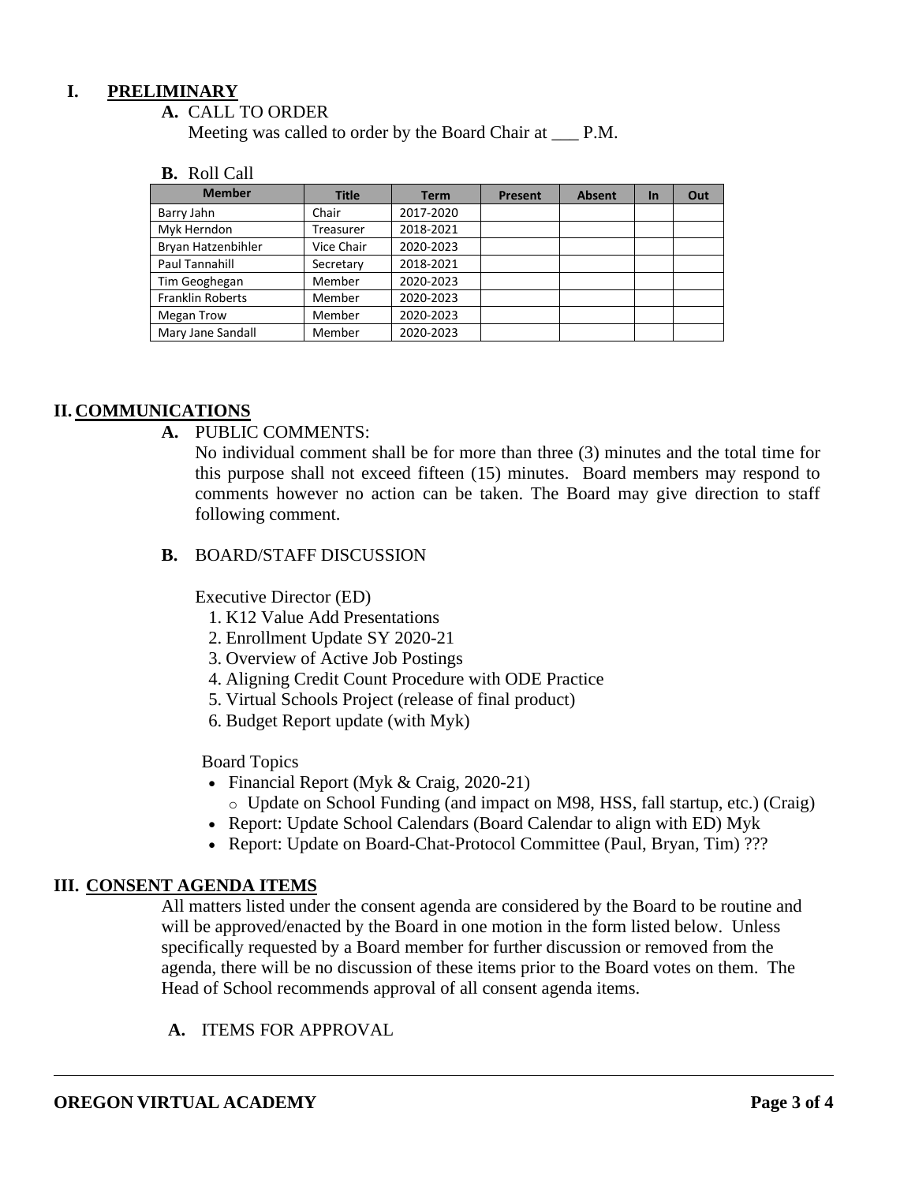# I. PRELIMINARY

**A.** CALL TO ORDER

Meeting was called to order by the Board Chair at ___ P.M.

**B.** Roll Call

| Member | Title | Term | Present | Absent | In | Out |
|---|---|---|---|---|---|---|
| Barry Jahn | Chair | 2017-2020 | | | | |
| Myk Herndon | Treasurer | 2018-2021 | | | | |
| Bryan Hatzenbihler | Vice Chair | 2020-2023 | | | | |
| Paul Tannahill | Secretary | 2018-2021 | | | | |
| Tim Geoghegan | Member | 2020-2023 | | | | |
| Franklin Roberts | Member | 2020-2023 | | | | |
| Megan Trow | Member | 2020-2023 | | | | |
| Mary Jane Sandall | Member | 2020-2023 | | | | |

# II. COMMUNICATIONS

**A.** PUBLIC COMMENTS:

No individual comment shall be for more than three (3) minutes and the total time for this purpose shall not exceed fifteen (15) minutes. Board members may respond to comments however no action can be taken. The Board may give direction to staff following comment.

**B.** BOARD/STAFF DISCUSSION

Executive Director (ED)

1. K12 Value Add Presentations
2. Enrollment Update SY 2020-21
3. Overview of Active Job Postings
4. Aligning Credit Count Procedure with ODE Practice
5. Virtual Schools Project (release of final product)
6. Budget Report update (with Myk)

Board Topics

- Financial Report (Myk & Craig, 2020-21)
  - Update on School Funding (and impact on M98, HSS, fall startup, etc.) (Craig)
- Report: Update School Calendars (Board Calendar to align with ED) Myk
- Report: Update on Board-Chat-Protocol Committee (Paul, Bryan, Tim) ???

# III. CONSENT AGENDA ITEMS

All matters listed under the consent agenda are considered by the Board to be routine and will be approved/enacted by the Board in one motion in the form listed below. Unless specifically requested by a Board member for further discussion or removed from the agenda, there will be no discussion of these items prior to the Board votes on them. The Head of School recommends approval of all consent agenda items.

**A.** ITEMS FOR APPROVAL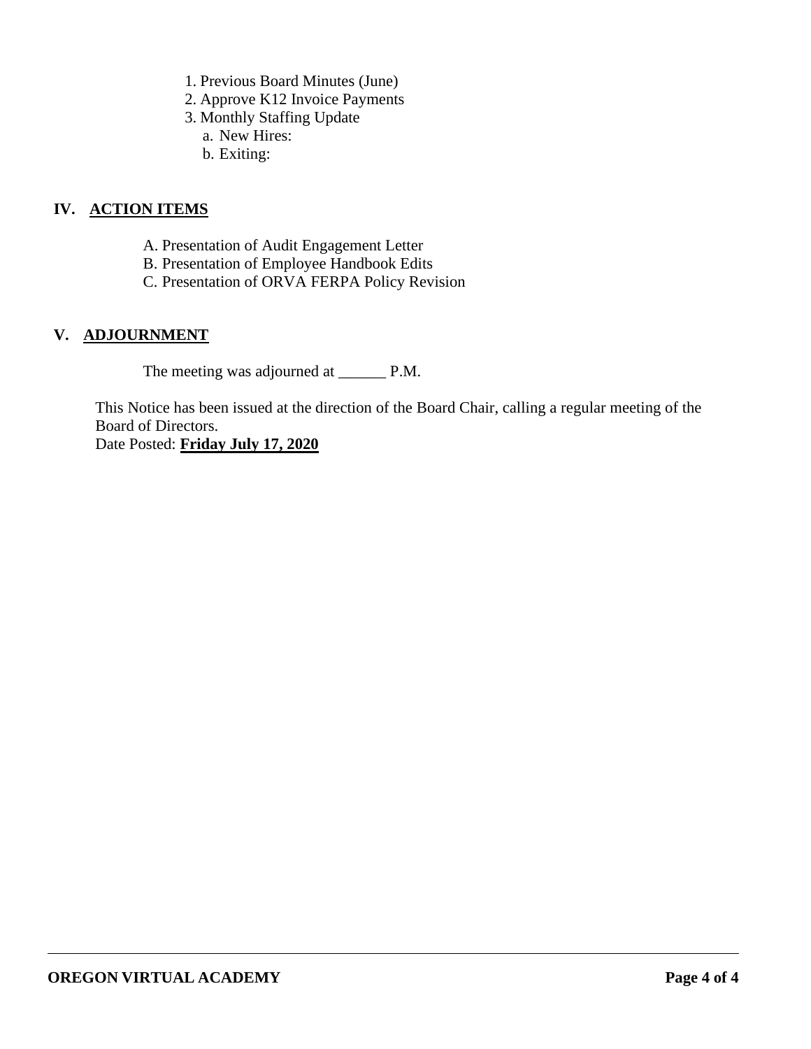1. Previous Board Minutes (June)
2. Approve K12 Invoice Payments
3. Monthly Staffing Update
   a. New Hires:
   b. Exiting:

## IV. ACTION ITEMS

A. Presentation of Audit Engagement Letter
B. Presentation of Employee Handbook Edits
C. Presentation of ORVA FERPA Policy Revision

## V. ADJOURNMENT

The meeting was adjourned at ______ P.M.

This Notice has been issued at the direction of the Board Chair, calling a regular meeting of the Board of Directors.
Date Posted: **Friday July 17, 2020**